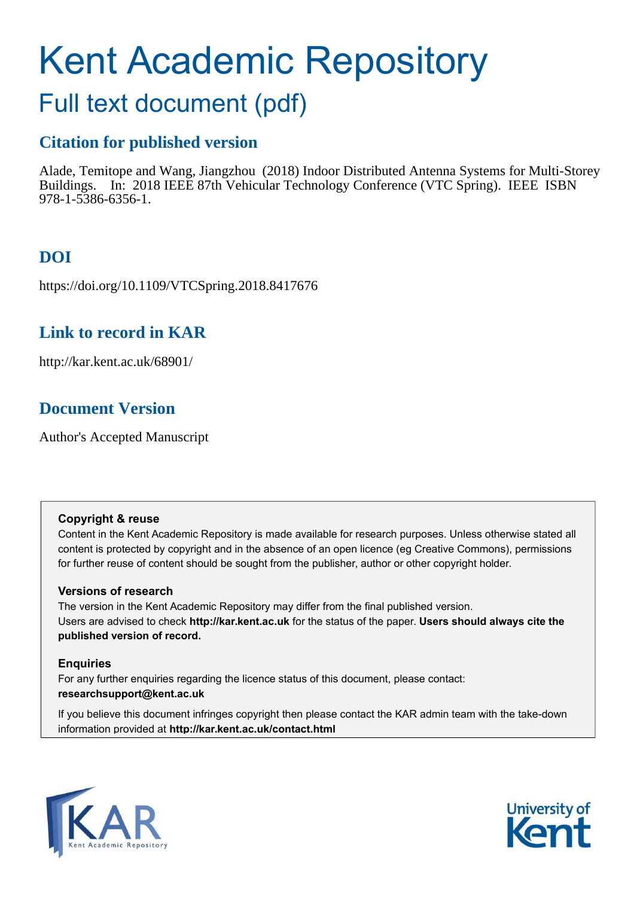# Kent Academic Repository

## Full text document (pdf)

### Citation for published version

Alade, Temitope and Wang, Jiangzhou (2018) Indoor Distributed Antenna Systems for Multi-Storey Buildings. In: 2018 IEEE 87th Vehicular Technology Conference (VTC Spring). IEEE ISBN 978-1-5386-6356-1.

### DOI

https://doi.org/10.1109/VTCSpring.2018.8417676

### Link to record in KAR

http://kar.kent.ac.uk/68901/

### Document Version

Author's Accepted Manuscript

**Copyright & reuse**

Content in the Kent Academic Repository is made available for research purposes. Unless otherwise stated all content is protected by copyright and in the absence of an open licence (eg Creative Commons), permissions for further reuse of content should be sought from the publisher, author or other copyright holder.

**Versions of research**

The version in the Kent Academic Repository may differ from the final published version.
Users are advised to check **http://kar.kent.ac.uk** for the status of the paper. **Users should always cite the published version of record.**

**Enquiries**

For any further enquiries regarding the licence status of this document, please contact:
**researchsupport@kent.ac.uk**

If you believe this document infringes copyright then please contact the KAR admin team with the take-down information provided at **http://kar.kent.ac.uk/contact.html**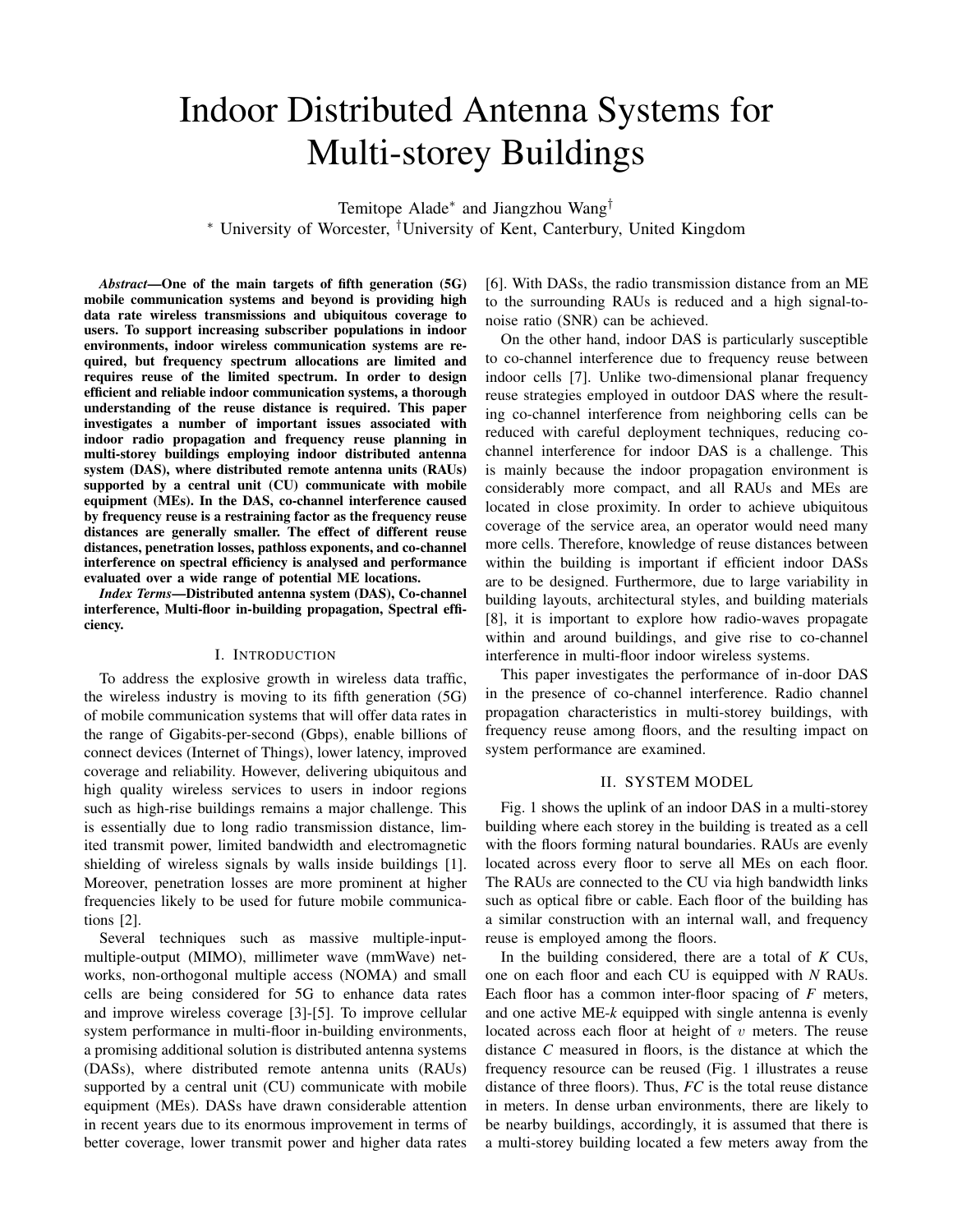# Indoor Distributed Antenna Systems for Multi-storey Buildings

Temitope Alade* and Jiangzhou Wang†

* University of Worcester, †University of Kent, Canterbury, United Kingdom

***Abstract*—One of the main targets of fifth generation (5G) mobile communication systems and beyond is providing high data rate wireless transmissions and ubiquitous coverage to users. To support increasing subscriber populations in indoor environments, indoor wireless communication systems are required, but frequency spectrum allocations are limited and requires reuse of the limited spectrum. In order to design efficient and reliable indoor communication systems, a thorough understanding of the reuse distance is required. This paper investigates a number of important issues associated with indoor radio propagation and frequency reuse planning in multi-storey buildings employing indoor distributed antenna system (DAS), where distributed remote antenna units (RAUs) supported by a central unit (CU) communicate with mobile equipment (MEs). In the DAS, co-channel interference caused by frequency reuse is a restraining factor as the frequency reuse distances are generally smaller. The effect of different reuse distances, penetration losses, pathloss exponents, and co-channel interference on spectral efficiency is analysed and performance evaluated over a wide range of potential ME locations.**

***Index Terms*—Distributed antenna system (DAS), Co-channel interference, Multi-floor in-building propagation, Spectral efficiency.**

## I. Introduction

To address the explosive growth in wireless data traffic, the wireless industry is moving to its fifth generation (5G) of mobile communication systems that will offer data rates in the range of Gigabits-per-second (Gbps), enable billions of connect devices (Internet of Things), lower latency, improved coverage and reliability. However, delivering ubiquitous and high quality wireless services to users in indoor regions such as high-rise buildings remains a major challenge. This is essentially due to long radio transmission distance, limited transmit power, limited bandwidth and electromagnetic shielding of wireless signals by walls inside buildings [1]. Moreover, penetration losses are more prominent at higher frequencies likely to be used for future mobile communications [2].

Several techniques such as massive multiple-input-multiple-output (MIMO), millimeter wave (mmWave) networks, non-orthogonal multiple access (NOMA) and small cells are being considered for 5G to enhance data rates and improve wireless coverage [3]-[5]. To improve cellular system performance in multi-floor in-building environments, a promising additional solution is distributed antenna systems (DASs), where distributed remote antenna units (RAUs) supported by a central unit (CU) communicate with mobile equipment (MEs). DASs have drawn considerable attention in recent years due to its enormous improvement in terms of better coverage, lower transmit power and higher data rates [6]. With DASs, the radio transmission distance from an ME to the surrounding RAUs is reduced and a high signal-to-noise ratio (SNR) can be achieved.

On the other hand, indoor DAS is particularly susceptible to co-channel interference due to frequency reuse between indoor cells [7]. Unlike two-dimensional planar frequency reuse strategies employed in outdoor DAS where the resulting co-channel interference from neighboring cells can be reduced with careful deployment techniques, reducing co-channel interference for indoor DAS is a challenge. This is mainly because the indoor propagation environment is considerably more compact, and all RAUs and MEs are located in close proximity. In order to achieve ubiquitous coverage of the service area, an operator would need many more cells. Therefore, knowledge of reuse distances between within the building is important if efficient indoor DASs are to be designed. Furthermore, due to large variability in building layouts, architectural styles, and building materials [8], it is important to explore how radio-waves propagate within and around buildings, and give rise to co-channel interference in multi-floor indoor wireless systems.

This paper investigates the performance of in-door DAS in the presence of co-channel interference. Radio channel propagation characteristics in multi-storey buildings, with frequency reuse among floors, and the resulting impact on system performance are examined.

## II. System Model

Fig. 1 shows the uplink of an indoor DAS in a multi-storey building where each storey in the building is treated as a cell with the floors forming natural boundaries. RAUs are evenly located across every floor to serve all MEs on each floor. The RAUs are connected to the CU via high bandwidth links such as optical fibre or cable. Each floor of the building has a similar construction with an internal wall, and frequency reuse is employed among the floors.

In the building considered, there are a total of *K* CUs, one on each floor and each CU is equipped with *N* RAUs. Each floor has a common inter-floor spacing of *F* meters, and one active ME-*k* equipped with single antenna is evenly located across each floor at height of $v$ meters. The reuse distance *C* measured in floors, is the distance at which the frequency resource can be reused (Fig. 1 illustrates a reuse distance of three floors). Thus, *FC* is the total reuse distance in meters. In dense urban environments, there are likely to be nearby buildings, accordingly, it is assumed that there is a multi-storey building located a few meters away from the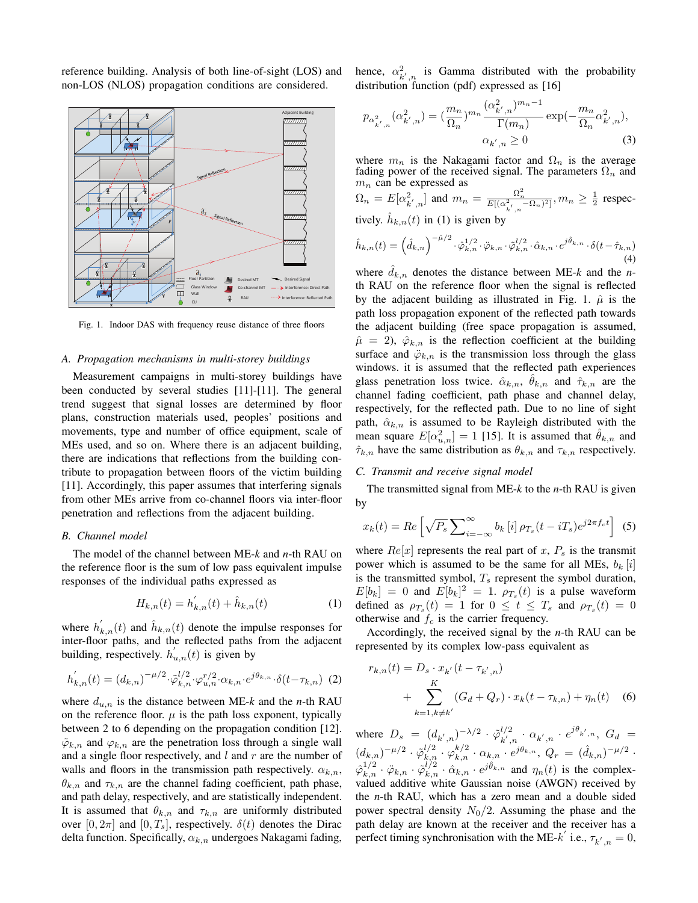reference building. Analysis of both line-of-sight (LOS) and non-LOS (NLOS) propagation conditions are considered.

Fig. 1. Indoor DAS with frequency reuse distance of three floors

### A. Propagation mechanisms in multi-storey buildings

Measurement campaigns in multi-storey buildings have been conducted by several studies [11]-[11]. The general trend suggest that signal losses are determined by floor plans, construction materials used, peoples' positions and movements, type and number of office equipment, scale of MEs used, and so on. Where there is an adjacent building, there are indications that reflections from the building contribute to propagation between floors of the victim building [11]. Accordingly, this paper assumes that interfering signals from other MEs arrive from co-channel floors via inter-floor penetration and reflections from the adjacent building.

### B. Channel model

The model of the channel between ME-$k$ and $n$-th RAU on the reference floor is the sum of low pass equivalent impulse responses of the individual paths expressed as

$$H_{k,n}(t) = h^{'}_{k,n}(t) + \hat{h}_{k,n}(t) \tag{1}$$

where $h^{'}_{k,n}(t)$ and $\hat{h}_{k,n}(t)$ denote the impulse responses for inter-floor paths, and the reflected paths from the adjacent building, respectively. $h^{'}_{u,n}(t)$ is given by

$$h^{'}_{k,n}(t) = (d_{k,n})^{-\mu/2} \cdot \tilde{\varphi}^{l/2}_{k,n} \cdot \varphi^{r/2}_{u,n} \cdot \alpha_{k,n} \cdot e^{j\theta_{k,n}} \cdot \delta(t - \tau_{k,n}) \tag{2}$$

where $d_{u,n}$ is the distance between ME-$k$ and the $n$-th RAU on the reference floor. $\mu$ is the path loss exponent, typically between 2 to 6 depending on the propagation condition [12]. $\tilde{\varphi}_{k,n}$ and $\varphi_{k,n}$ are the penetration loss through a single wall and a single floor respectively, and $l$ and $r$ are the number of walls and floors in the transmission path respectively. $\alpha_{k,n}$, $\theta_{k,n}$ and $\tau_{k,n}$ are the channel fading coefficient, path phase, and path delay, respectively, and are statistically independent. It is assumed that $\theta_{k,n}$ and $\tau_{k,n}$ are uniformly distributed over $[0, 2\pi]$ and $[0, T_s]$, respectively. $\delta(t)$ denotes the Dirac delta function. Specifically, $\alpha_{k,n}$ undergoes Nakagami fading, hence, $\alpha^2_{k',n}$ is Gamma distributed with the probability distribution function (pdf) expressed as [16]

$$p_{\alpha^2_{k',n}}(\alpha^2_{k',n}) = (\frac{m_n}{\Omega_n})^{m_n} \frac{(\alpha^2_{k',n})^{m_n - 1}}{\Gamma(m_n)} \exp(-\frac{m_n}{\Omega_n}\alpha^2_{k',n}),$$
$$\alpha_{k',n} \geq 0 \tag{3}$$

where $m_n$ is the Nakagami factor and $\Omega_n$ is the average fading power of the received signal. The parameters $\Omega_n$ and $m_n$ can be expressed as $\Omega_n = E[\alpha^2_{k',n}]$ and $m_n = \frac{\Omega^2_n}{E[(\alpha^2_{k',n} - \Omega_n)^2]}, m_n \geq \frac{1}{2}$ respectively. $\hat{h}_{k,n}(t)$ in (1) is given by

$$\hat{h}_{k,n}(t) = \left(\hat{d}_{k,n}\right)^{-\hat{\mu}/2} \cdot \hat{\varphi}^{1/2}_{k,n} \cdot \ddot{\varphi}_{k,n} \cdot \tilde{\varphi}^{l/2}_{k,n} \cdot \hat{\alpha}_{k,n} \cdot e^{j\hat{\theta}_{k,n}} \cdot \delta(t - \hat{\tau}_{k,n}) \tag{4}$$

where $\hat{d}_{k,n}$ denotes the distance between ME-$k$ and the $n$-th RAU on the reference floor when the signal is reflected by the adjacent building as illustrated in Fig. 1. $\hat{\mu}$ is the path loss propagation exponent of the reflected path towards the adjacent building (free space propagation is assumed, $\hat{\mu} = 2$), $\hat{\varphi}_{k,n}$ is the reflection coefficient at the building surface and $\ddot{\varphi}_{k,n}$ is the transmission loss through the glass windows. it is assumed that the reflected path experiences glass penetration loss twice. $\hat{\alpha}_{k,n}$, $\hat{\theta}_{k,n}$ and $\hat{\tau}_{k,n}$ are the channel fading coefficient, path phase and channel delay, respectively, for the reflected path. Due to no line of sight path, $\hat{\alpha}_{k,n}$ is assumed to be Rayleigh distributed with the mean square $E[\alpha^2_{u,n}] = 1$ [15]. It is assumed that $\hat{\theta}_{k,n}$ and $\hat{\tau}_{k,n}$ have the same distribution as $\theta_{k,n}$ and $\tau_{k,n}$ respectively.

### C. Transmit and receive signal model

The transmitted signal from ME-$k$ to the $n$-th RAU is given by

$$x_k(t) = Re\left[\sqrt{P_s}\sum_{i=-\infty}^{\infty} b_k[i]\, \rho_{T_s}(t - iT_s) e^{j2\pi f_c t}\right] \tag{5}$$

where $Re[x]$ represents the real part of $x$, $P_s$ is the transmit power which is assumed to be the same for all MEs, $b_k[i]$ is the transmitted symbol, $T_s$ represent the symbol duration, $E[b_k] = 0$ and $E[b_k]^2 = 1$. $\rho_{T_s}(t)$ is a pulse waveform defined as $\rho_{T_s}(t) = 1$ for $0 \leq t \leq T_s$ and $\rho_{T_s}(t) = 0$ otherwise and $f_c$ is the carrier frequency.

Accordingly, the received signal by the $n$-th RAU can be represented by its complex low-pass equivalent as

$$r_{k,n}(t) = D_s \cdot x_{k'}(t - \tau_{k',n}) + \sum_{k=1, k \neq k'}^{K} (G_d + Q_r) \cdot x_k(t - \tau_{k,n}) + \eta_n(t) \tag{6}$$

where $D_s = (d_{k',n})^{-\lambda/2} \cdot \tilde{\varphi}^{l/2}_{k',n} \cdot \alpha_{k',n} \cdot e^{j\theta_{k',n}}$, $G_d = (d_{k,n})^{-\mu/2} \cdot \tilde{\varphi}^{l/2}_{k,n} \cdot \varphi^{k/2}_{k,n} \cdot \alpha_{k,n} \cdot e^{j\theta_{k,n}}$, $Q_r = (\hat{d}_{k,n})^{-\mu/2} \cdot \hat{\varphi}^{1/2}_{k,n} \cdot \ddot{\varphi}_{k,n} \cdot \tilde{\varphi}^{l/2}_{k,n} \cdot \hat{\alpha}_{k,n} \cdot e^{j\hat{\theta}_{k,n}}$ and $\eta_n(t)$ is the complex-valued additive white Gaussian noise (AWGN) received by the $n$-th RAU, which has a zero mean and a double sided power spectral density $N_0/2$. Assuming the phase and the path delay are known at the receiver and the receiver has a perfect timing synchronisation with the ME-$k'$ i.e., $\tau_{k',n} = 0$,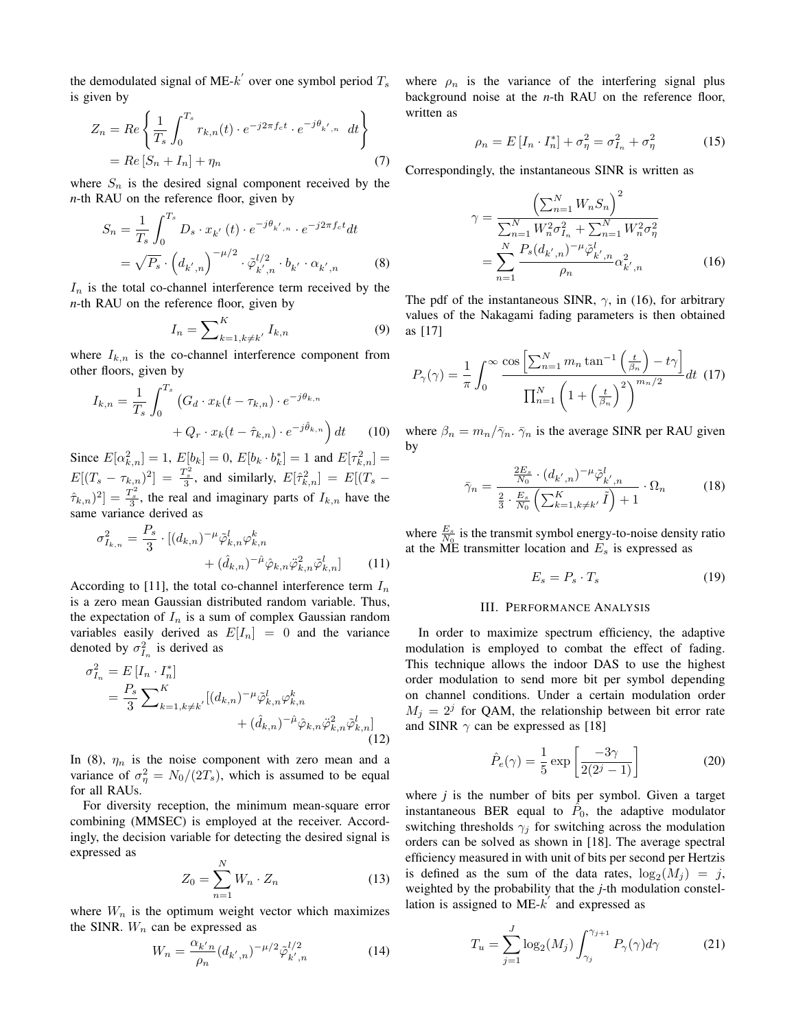the demodulated signal of ME-$k^{'}$ over one symbol period $T_s$ is given by

$$Z_n = Re\left\{\frac{1}{T_s}\int_0^{T_s} r_{k,n}(t)\cdot e^{-j2\pi f_c t}\cdot e^{-j\theta_{k',n}}\ dt\right\} = Re\left[S_n + I_n\right] + \eta_n \tag{7}$$

where $S_n$ is the desired signal component received by the *n*-th RAU on the reference floor, given by

$$S_n = \frac{1}{T_s}\int_0^{T_s} D_s\cdot x_{k'}(t)\cdot e^{-j\theta_{k',n}}\cdot e^{-j2\pi f_c t}dt = \sqrt{P_s}\cdot\left(d_{k',n}\right)^{-\mu/2}\cdot\tilde{\varphi}^{l/2}_{k',n}\cdot b_{k'}\cdot\alpha_{k',n} \tag{8}$$

$I_n$ is the total co-channel interference term received by the *n*-th RAU on the reference floor, given by

$$I_n = \sum\nolimits_{k=1,k\neq k'}^{K} I_{k,n} \tag{9}$$

where $I_{k,n}$ is the co-channel interference component from other floors, given by

$$I_{k,n} = \frac{1}{T_s}\int_0^{T_s}\Big(G_d\cdot x_k(t-\tau_{k,n})\cdot e^{-j\theta_{k,n}} + Q_r\cdot x_k(t-\hat{\tau}_{k,n})\cdot e^{-j\hat{\theta}_{k,n}}\Big)dt \tag{10}$$

Since $E[\alpha^2_{k,n}] = 1$, $E[b_k] = 0$, $E[b_k\cdot b_k^*] = 1$ and $E[\tau^2_{k,n}] = E[(T_s-\tau_{k,n})^2] = \frac{T_s^2}{3}$, and similarly, $E[\hat{\tau}^2_{k,n}] = E[(T_s-\hat{\tau}_{k,n})^2] = \frac{T_s^2}{3}$, the real and imaginary parts of $I_{k,n}$ have the same variance derived as

$$\sigma^2_{I_{k,n}} = \frac{P_s}{3}\cdot[(d_{k,n})^{-\mu}\tilde{\varphi}^l_{k,n}\varphi^k_{k,n} + (\hat{d}_{k,n})^{-\hat{\mu}}\hat{\varphi}_{k,n}\ddot{\varphi}^2_{k,n}\tilde{\varphi}^l_{k,n}] \tag{11}$$

According to [11], the total co-channel interference term $I_n$ is a zero mean Gaussian distributed random variable. Thus, the expectation of $I_n$ is a sum of complex Gaussian random variables easily derived as $E[I_n] = 0$ and the variance denoted by $\sigma^2_{I_n}$ is derived as

$$\sigma^2_{I_n} = E\left[I_n\cdot I_n^*\right] = \frac{P_s}{3}\sum\nolimits_{k=1,k\neq k'}^{K}[(d_{k,n})^{-\mu}\tilde{\varphi}^l_{k,n}\varphi^k_{k,n} + (\hat{d}_{k,n})^{-\hat{\mu}}\hat{\varphi}_{k,n}\ddot{\varphi}^2_{k,n}\tilde{\varphi}^l_{k,n}] \tag{12}$$

In (8), $\eta_n$ is the noise component with zero mean and a variance of $\sigma^2_\eta = N_0/(2T_s)$, which is assumed to be equal for all RAUs.

For diversity reception, the minimum mean-square error combining (MMSEC) is employed at the receiver. Accordingly, the decision variable for detecting the desired signal is expressed as

$$Z_0 = \sum_{n=1}^{N} W_n\cdot Z_n \tag{13}$$

where $W_n$ is the optimum weight vector which maximizes the SINR. $W_n$ can be expressed as

$$W_n = \frac{\alpha_{k'n}}{\rho_n}(d_{k',n})^{-\mu/2}\tilde{\varphi}^{l/2}_{k',n} \tag{14}$$

where $\rho_n$ is the variance of the interfering signal plus background noise at the *n*-th RAU on the reference floor, written as

$$\rho_n = E\left[I_n\cdot I_n^*\right] + \sigma^2_\eta = \sigma^2_{I_n} + \sigma^2_\eta \tag{15}$$

Correspondingly, the instantaneous SINR is written as

$$\gamma = \frac{\left(\sum_{n=1}^{N} W_n S_n\right)^2}{\sum_{n=1}^{N} W_n^2\sigma^2_{I_n} + \sum_{n=1}^{N} W_n^2\sigma^2_\eta} = \sum_{n=1}^{N}\frac{P_s(d_{k',n})^{-\mu}\tilde{\varphi}^l_{k',n}}{\rho_n}\alpha^2_{k',n} \tag{16}$$

The pdf of the instantaneous SINR, $\gamma$, in (16), for arbitrary values of the Nakagami fading parameters is then obtained as [17]

$$P_\gamma(\gamma) = \frac{1}{\pi}\int_0^\infty \frac{\cos\left[\sum_{n=1}^{N} m_n\tan^{-1}\left(\frac{t}{\beta_n}\right) - t\gamma\right]}{\prod_{n=1}^{N}\left(1+\left(\frac{t}{\beta_n}\right)^2\right)^{m_n/2}}dt \tag{17}$$

where $\beta_n = m_n/\bar{\gamma}_n$. $\bar{\gamma}_n$ is the average SINR per RAU given by

$$\bar{\gamma}_n = \frac{\frac{2E_s}{N_0}\cdot(d_{k',n})^{-\mu}\tilde{\varphi}^l_{k',n}}{\frac{2}{3}\cdot\frac{E_s}{N_0}\left(\sum_{k=1,k\neq k'}^{K}\tilde{I}\right)+1}\cdot\Omega_n \tag{18}$$

where $\frac{E_s}{N_0}$ is the transmit symbol energy-to-noise density ratio at the ME transmitter location and $E_s$ is expressed as

$$E_s = P_s\cdot T_s \tag{19}$$

## III. Performance Analysis

In order to maximize spectrum efficiency, the adaptive modulation is employed to combat the effect of fading. This technique allows the indoor DAS to use the highest order modulation to send more bit per symbol depending on channel conditions. Under a certain modulation order $M_j = 2^j$ for QAM, the relationship between bit error rate and SINR $\gamma$ can be expressed as [18]

$$\hat{P}_e(\gamma) = \frac{1}{5}\exp\left[\frac{-3\gamma}{2(2^j-1)}\right] \tag{20}$$

where *j* is the number of bits per symbol. Given a target instantaneous BER equal to $\hat{P}_0$, the adaptive modulator switching thresholds $\gamma_j$ for switching across the modulation orders can be solved as shown in [18]. The average spectral efficiency measured in with unit of bits per second per Hertzis is defined as the sum of the data rates, $\log_2(M_j) = j$, weighted by the probability that the *j*-th modulation constellation is assigned to ME-$k^{'}$ and expressed as

$$T_u = \sum_{j=1}^{J}\log_2(M_j)\int_{\gamma_j}^{\gamma_{j+1}} P_\gamma(\gamma)d\gamma \tag{21}$$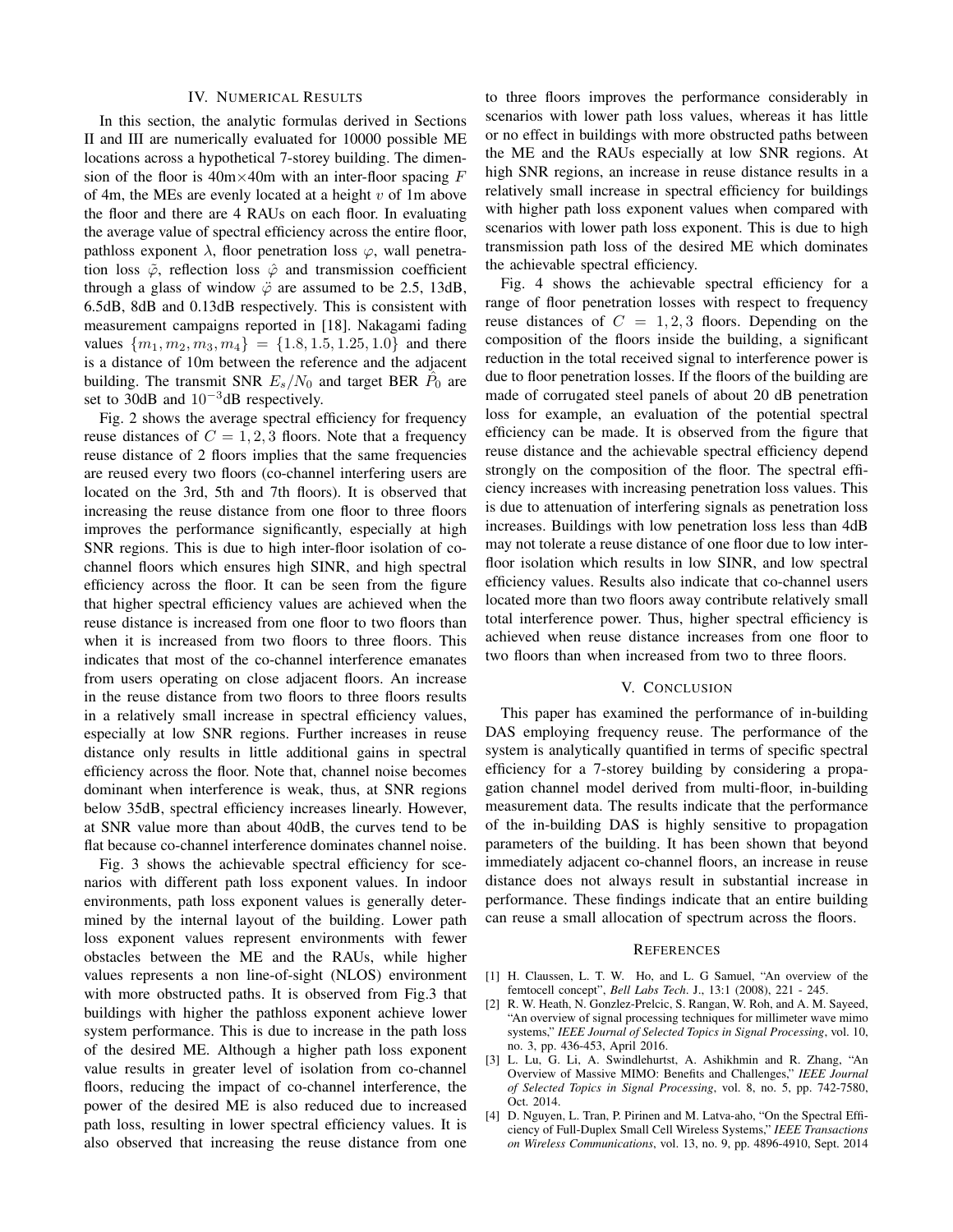## IV. Numerical Results

In this section, the analytic formulas derived in Sections II and III are numerically evaluated for 10000 possible ME locations across a hypothetical 7-storey building. The dimension of the floor is 40m$\times$40m with an inter-floor spacing $F$ of 4m, the MEs are evenly located at a height $v$ of 1m above the floor and there are 4 RAUs on each floor. In evaluating the average value of spectral efficiency across the entire floor, pathloss exponent $\lambda$, floor penetration loss $\varphi$, wall penetration loss $\tilde{\varphi}$, reflection loss $\hat{\varphi}$ and transmission coefficient through a glass of window $\ddot{\varphi}$ are assumed to be 2.5, 13dB, 6.5dB, 8dB and 0.13dB respectively. This is consistent with measurement campaigns reported in [18]. Nakagami fading values $\{m_1, m_2, m_3, m_4\} = \{1.8, 1.5, 1.25, 1.0\}$ and there is a distance of 10m between the reference and the adjacent building. The transmit SNR $E_s/N_0$ and target BER $\hat{P}_0$ are set to 30dB and $10^{-3}$dB respectively.

Fig. 2 shows the average spectral efficiency for frequency reuse distances of $C = 1, 2, 3$ floors. Note that a frequency reuse distance of 2 floors implies that the same frequencies are reused every two floors (co-channel interfering users are located on the 3rd, 5th and 7th floors). It is observed that increasing the reuse distance from one floor to three floors improves the performance significantly, especially at high SNR regions. This is due to high inter-floor isolation of co-channel floors which ensures high SINR, and high spectral efficiency across the floor. It can be seen from the figure that higher spectral efficiency values are achieved when the reuse distance is increased from one floor to two floors than when it is increased from two floors to three floors. This indicates that most of the co-channel interference emanates from users operating on close adjacent floors. An increase in the reuse distance from two floors to three floors results in a relatively small increase in spectral efficiency values, especially at low SNR regions. Further increases in reuse distance only results in little additional gains in spectral efficiency across the floor. Note that, channel noise becomes dominant when interference is weak, thus, at SNR regions below 35dB, spectral efficiency increases linearly. However, at SNR value more than about 40dB, the curves tend to be flat because co-channel interference dominates channel noise.

Fig. 3 shows the achievable spectral efficiency for scenarios with different path loss exponent values. In indoor environments, path loss exponent values is generally determined by the internal layout of the building. Lower path loss exponent values represent environments with fewer obstacles between the ME and the RAUs, while higher values represents a non line-of-sight (NLOS) environment with more obstructed paths. It is observed from Fig.3 that buildings with higher the pathloss exponent achieve lower system performance. This is due to increase in the path loss of the desired ME. Although a higher path loss exponent value results in greater level of isolation from co-channel floors, reducing the impact of co-channel interference, the power of the desired ME is also reduced due to increased path loss, resulting in lower spectral efficiency values. It is also observed that increasing the reuse distance from one to three floors improves the performance considerably in scenarios with lower path loss values, whereas it has little or no effect in buildings with more obstructed paths between the ME and the RAUs especially at low SNR regions. At high SNR regions, an increase in reuse distance results in a relatively small increase in spectral efficiency for buildings with higher path loss exponent values when compared with scenarios with lower path loss exponent. This is due to high transmission path loss of the desired ME which dominates the achievable spectral efficiency.

Fig. 4 shows the achievable spectral efficiency for a range of floor penetration losses with respect to frequency reuse distances of $C = 1, 2, 3$ floors. Depending on the composition of the floors inside the building, a significant reduction in the total received signal to interference power is due to floor penetration losses. If the floors of the building are made of corrugated steel panels of about 20 dB penetration loss for example, an evaluation of the potential spectral efficiency can be made. It is observed from the figure that reuse distance and the achievable spectral efficiency depend strongly on the composition of the floor. The spectral efficiency increases with increasing penetration loss values. This is due to attenuation of interfering signals as penetration loss increases. Buildings with low penetration loss less than 4dB may not tolerate a reuse distance of one floor due to low inter-floor isolation which results in low SINR, and low spectral efficiency values. Results also indicate that co-channel users located more than two floors away contribute relatively small total interference power. Thus, higher spectral efficiency is achieved when reuse distance increases from one floor to two floors than when increased from two to three floors.

## V. Conclusion

This paper has examined the performance of in-building DAS employing frequency reuse. The performance of the system is analytically quantified in terms of specific spectral efficiency for a 7-storey building by considering a propagation channel model derived from multi-floor, in-building measurement data. The results indicate that the performance of the in-building DAS is highly sensitive to propagation parameters of the building. It has been shown that beyond immediately adjacent co-channel floors, an increase in reuse distance does not always result in substantial increase in performance. These findings indicate that an entire building can reuse a small allocation of spectrum across the floors.

## References

[1] H. Claussen, L. T. W. Ho, and L. G Samuel, "An overview of the femtocell concept", *Bell Labs Tech*. J., 13:1 (2008), 221 - 245.

[2] R. W. Heath, N. Gonzlez-Prelcic, S. Rangan, W. Roh, and A. M. Sayeed, "An overview of signal processing techniques for millimeter wave mimo systems," *IEEE Journal of Selected Topics in Signal Processing*, vol. 10, no. 3, pp. 436-453, April 2016.

[3] L. Lu, G. Li, A. Swindlehurtst, A. Ashikhmin and R. Zhang, "An Overview of Massive MIMO: Benefits and Challenges," *IEEE Journal of Selected Topics in Signal Processing*, vol. 8, no. 5, pp. 742-7580, Oct. 2014.

[4] D. Nguyen, L. Tran, P. Pirinen and M. Latva-aho, "On the Spectral Efficiency of Full-Duplex Small Cell Wireless Systems," *IEEE Transactions on Wireless Communications*, vol. 13, no. 9, pp. 4896-4910, Sept. 2014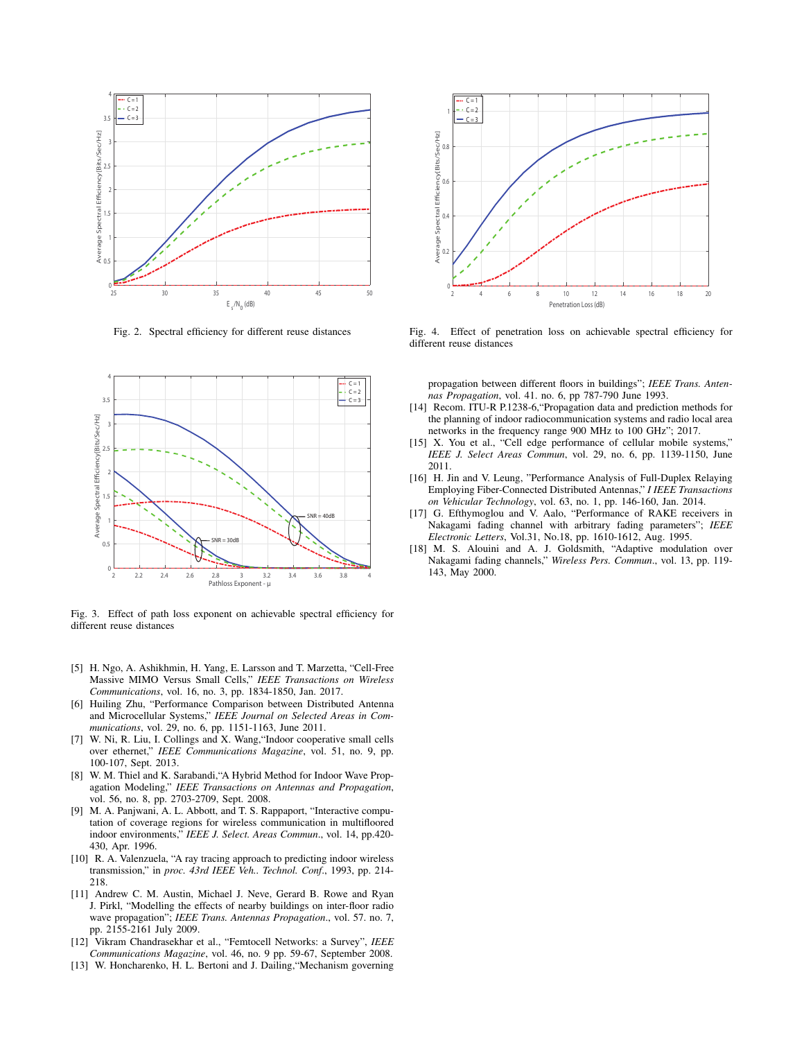C = 1
C = 2
C = 3

Average Spectral Efficiency[Bits/Sec/Hz]

$E_s/N_0$ (dB)

Fig. 2. Spectral efficiency for different reuse distances

C = 1
C = 2
C = 3

Average Spectral Efficiency[Bits/Sec/Hz]

Penetration Loss (dB)

Fig. 4. Effect of penetration loss on achievable spectral efficiency for different reuse distances

C = 1
C = 2
C = 3

SNR = 40dB

SNR = 30dB

Average Spectral Efficiency[Bits/Sec/Hz]

Pathloss Exponent - μ

Fig. 3. Effect of path loss exponent on achievable spectral efficiency for different reuse distances

[5] H. Ngo, A. Ashikhmin, H. Yang, E. Larsson and T. Marzetta, "Cell-Free Massive MIMO Versus Small Cells," *IEEE Transactions on Wireless Communications*, vol. 16, no. 3, pp. 1834-1850, Jan. 2017.

[6] Huiling Zhu, "Performance Comparison between Distributed Antenna and Microcellular Systems," *IEEE Journal on Selected Areas in Communications*, vol. 29, no. 6, pp. 1151-1163, June 2011.

[7] W. Ni, R. Liu, I. Collings and X. Wang,"Indoor cooperative small cells over ethernet," *IEEE Communications Magazine*, vol. 51, no. 9, pp. 100-107, Sept. 2013.

[8] W. M. Thiel and K. Sarabandi,"A Hybrid Method for Indoor Wave Propagation Modeling," *IEEE Transactions on Antennas and Propagation*, vol. 56, no. 8, pp. 2703-2709, Sept. 2008.

[9] M. A. Panjwani, A. L. Abbott, and T. S. Rappaport, "Interactive computation of coverage regions for wireless communication in multifloored indoor environments," *IEEE J. Select. Areas Commun.*, vol. 14, pp.420-430, Apr. 1996.

[10] R. A. Valenzuela, "A ray tracing approach to predicting indoor wireless transmission," in *proc. 43rd IEEE Veh.. Technol. Conf.*, 1993, pp. 214-218.

[11] Andrew C. M. Austin, Michael J. Neve, Gerard B. Rowe and Ryan J. Pirkl, "Modelling the effects of nearby buildings on inter-floor radio wave propagation"; *IEEE Trans. Antennas Propagation.*, vol. 57. no. 7, pp. 2155-2161 July 2009.

[12] Vikram Chandrasekhar et al., "Femtocell Networks: a Survey", *IEEE Communications Magazine*, vol. 46, no. 9 pp. 59-67, September 2008.

[13] W. Honcharenko, H. L. Bertoni and J. Dailing,"Mechanism governing propagation between different floors in buildings"; *IEEE Trans. Antennas Propagation*, vol. 41. no. 6, pp 787-790 June 1993.

[14] Recom. ITU-R P.1238-6,"Propagation data and prediction methods for the planning of indoor radiocommunication systems and radio local area networks in the frequency range 900 MHz to 100 GHz"; 2017.

[15] X. You et al., "Cell edge performance of cellular mobile systems," *IEEE J. Select Areas Commun*, vol. 29, no. 6, pp. 1139-1150, June 2011.

[16] H. Jin and V. Leung, "Performance Analysis of Full-Duplex Relaying Employing Fiber-Connected Distributed Antennas," *I IEEE Transactions on Vehicular Technology*, vol. 63, no. 1, pp. 146-160, Jan. 2014.

[17] G. Efthymoglou and V. Aalo, "Performance of RAKE receivers in Nakagami fading channel with arbitrary fading parameters"; *IEEE Electronic Letters*, Vol.31, No.18, pp. 1610-1612, Aug. 1995.

[18] M. S. Alouini and A. J. Goldsmith, "Adaptive modulation over Nakagami fading channels," *Wireless Pers. Commun.*, vol. 13, pp. 119-143, May 2000.